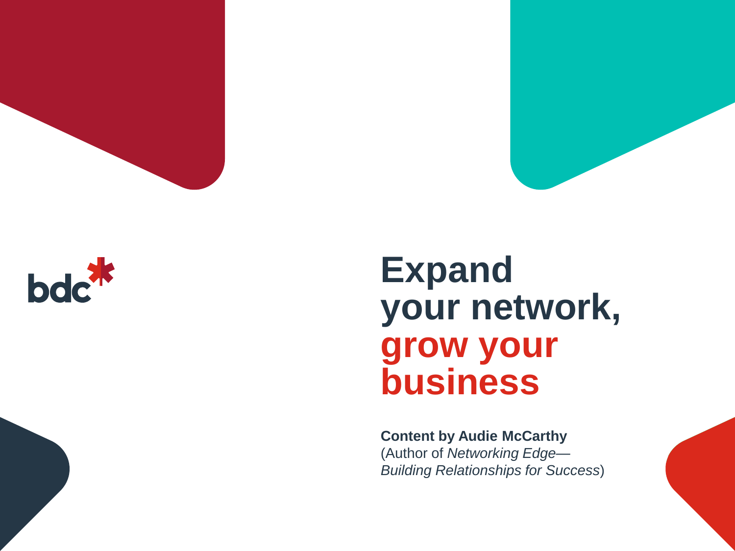bdc

# Expand your network, grow your business

**Content by Audie McCarthy**
(Author of *Networking Edge—Building Relationships for Success*)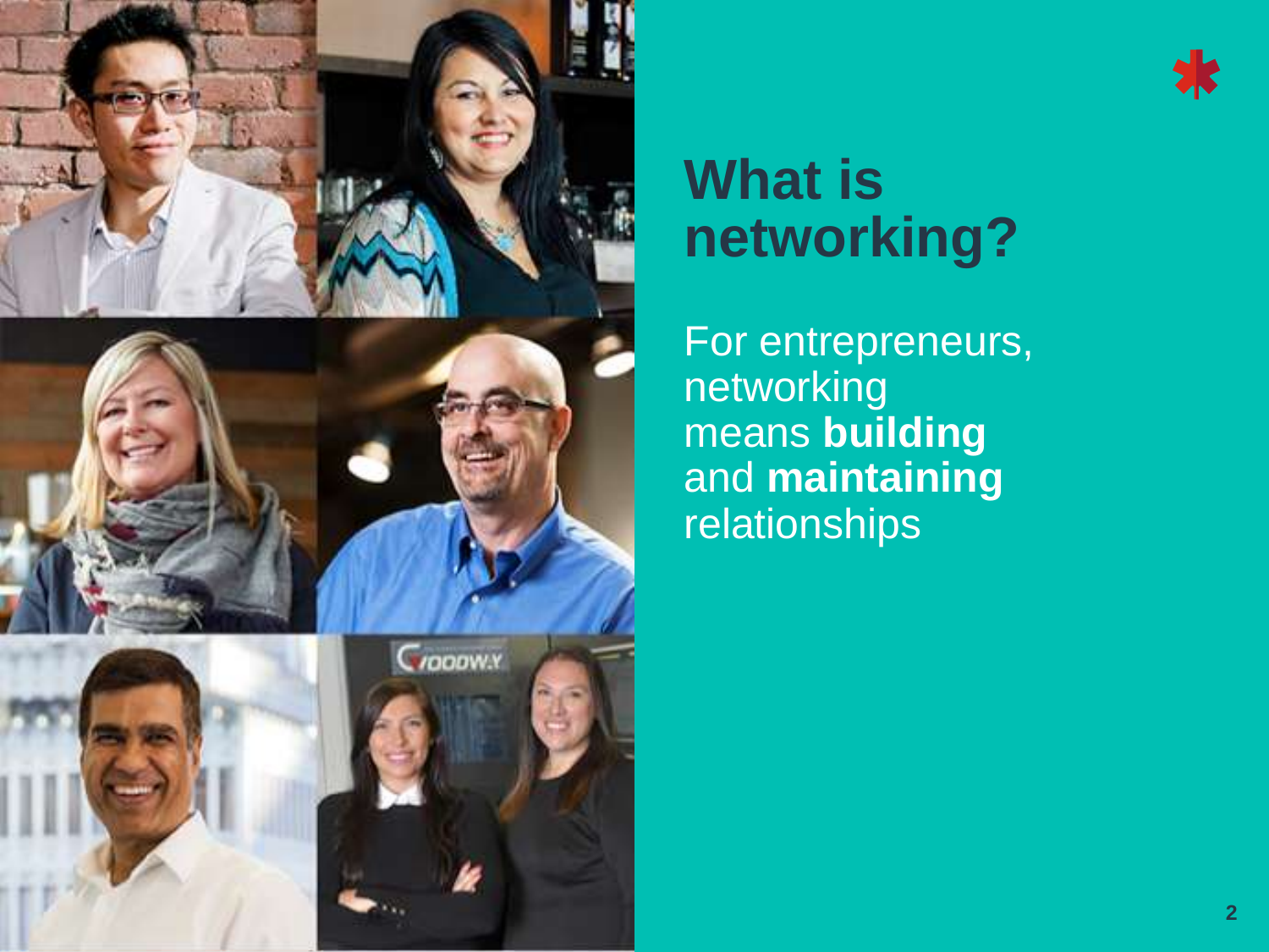# What is networking?

For entrepreneurs, networking means **building** and **maintaining** relationships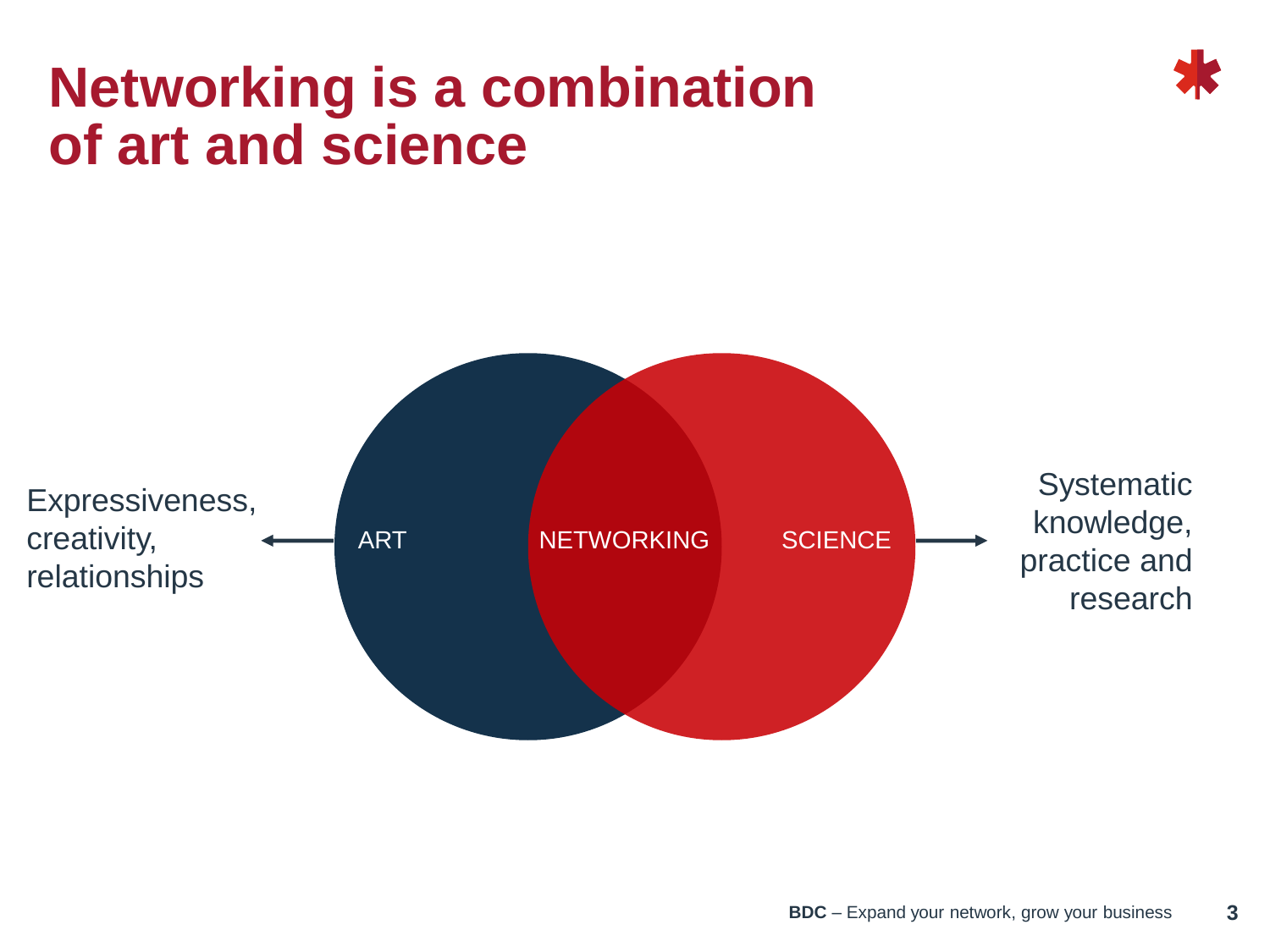# Networking is a combination of art and science

Expressiveness, creativity, relationships ← ART | NETWORKING | SCIENCE → Systematic knowledge, practice and research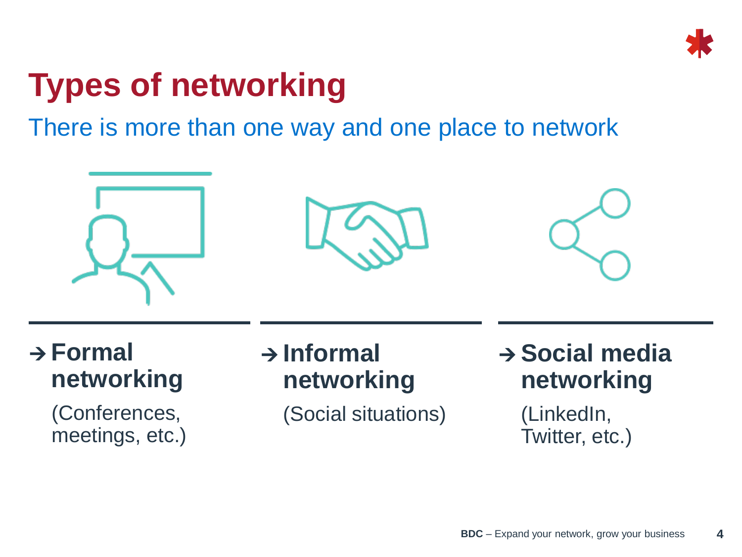# Types of networking

There is more than one way and one place to network

→ **Formal networking**

(Conferences, meetings, etc.)

→ **Informal networking**

(Social situations)

→ **Social media networking**

(LinkedIn, Twitter, etc.)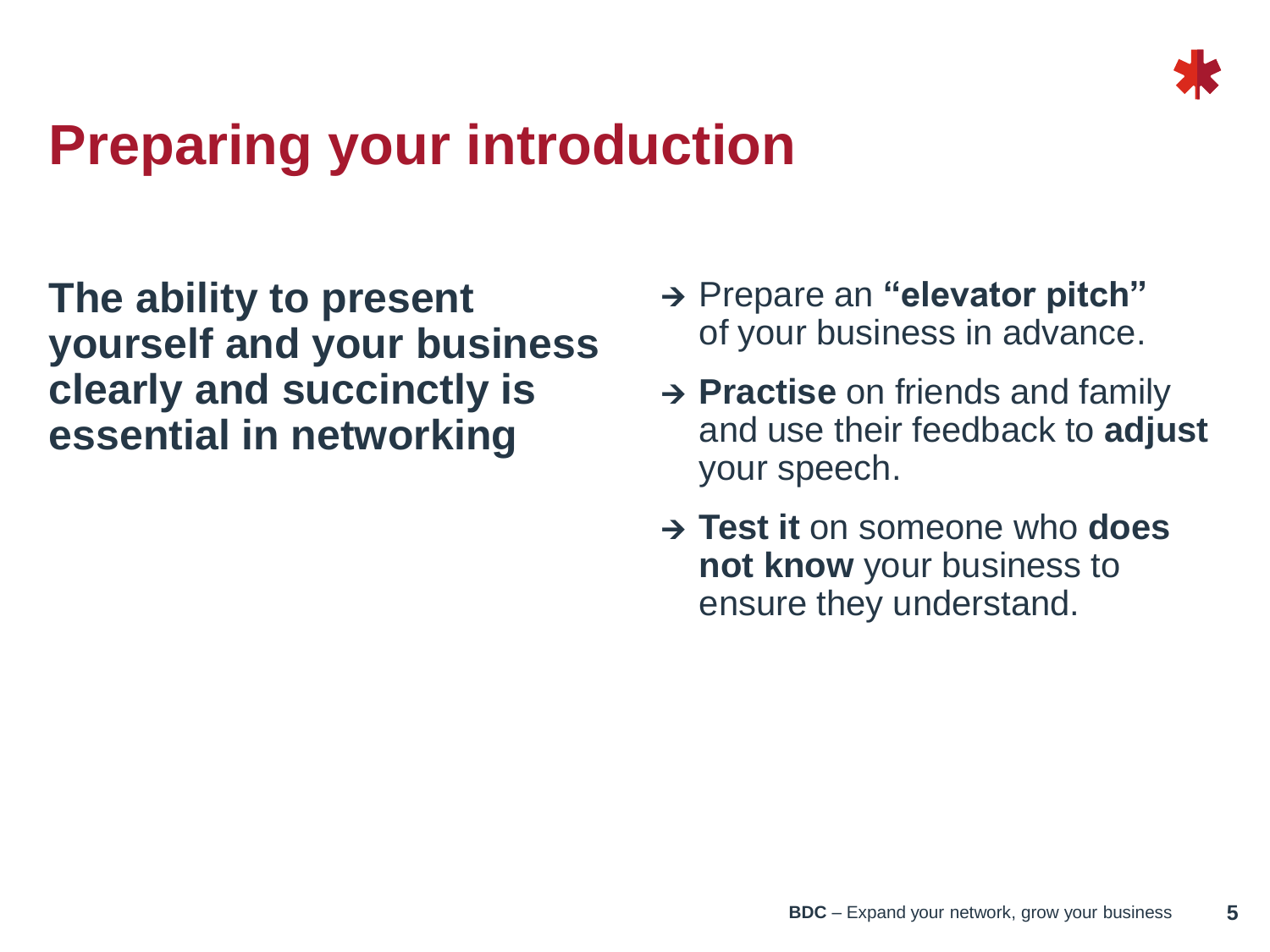# Preparing your introduction

**The ability to present yourself and your business clearly and succinctly is essential in networking**

- → Prepare an **"elevator pitch"** of your business in advance.
- → **Practise** on friends and family and use their feedback to **adjust** your speech.
- → **Test it** on someone who **does not know** your business to ensure they understand.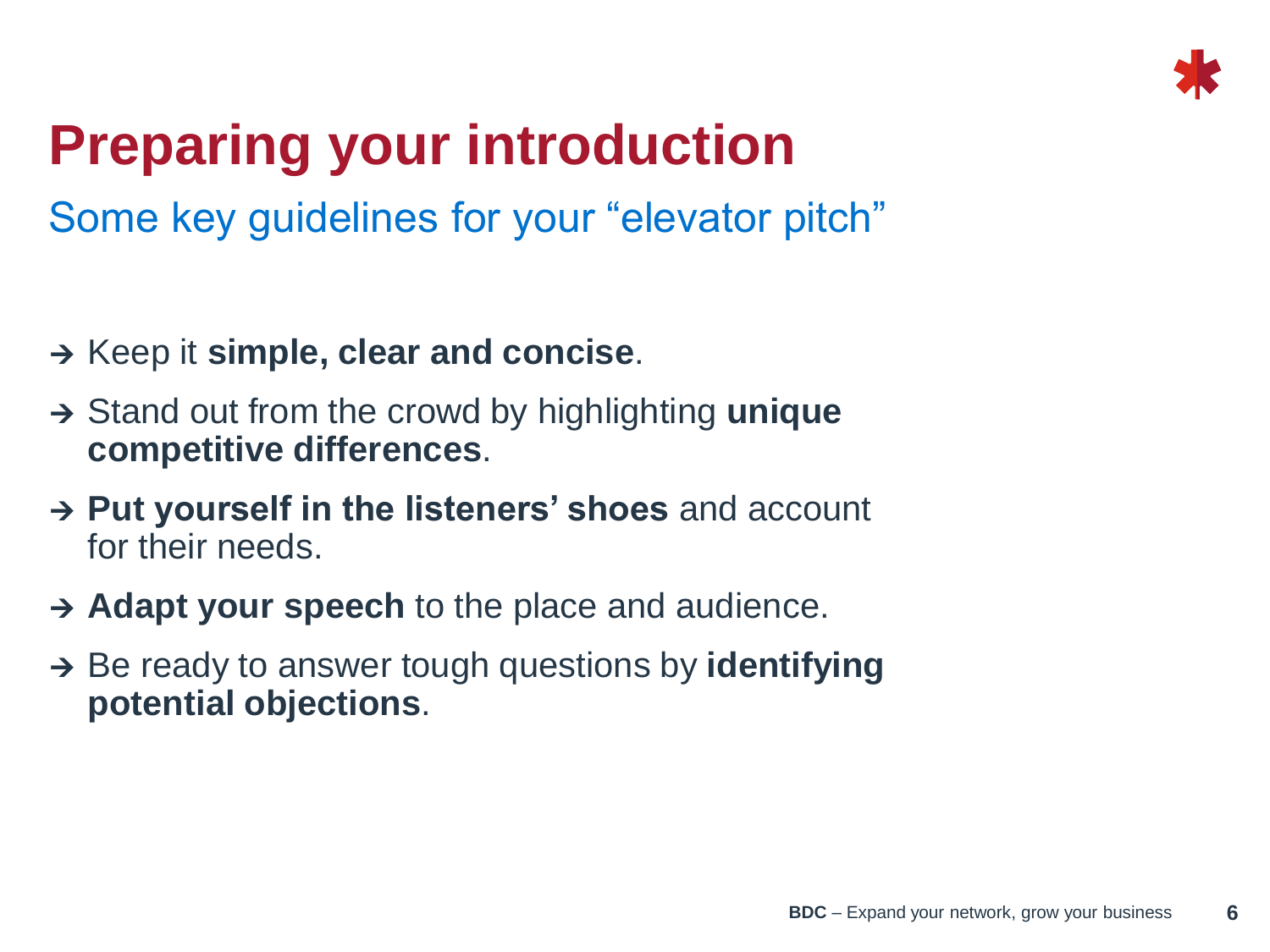# Preparing your introduction

## Some key guidelines for your "elevator pitch"

- → Keep it **simple, clear and concise**.
- → Stand out from the crowd by highlighting **unique competitive differences**.
- → **Put yourself in the listeners' shoes** and account for their needs.
- → **Adapt your speech** to the place and audience.
- → Be ready to answer tough questions by **identifying potential objections**.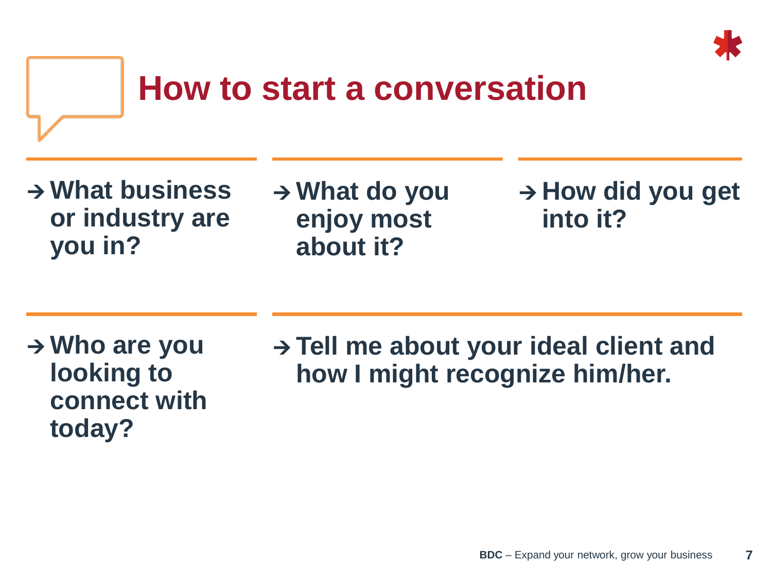# How to start a conversation

- → What business or industry are you in?
- → What do you enjoy most about it?
- → How did you get into it?
- → Who are you looking to connect with today?
- → Tell me about your ideal client and how I might recognize him/her.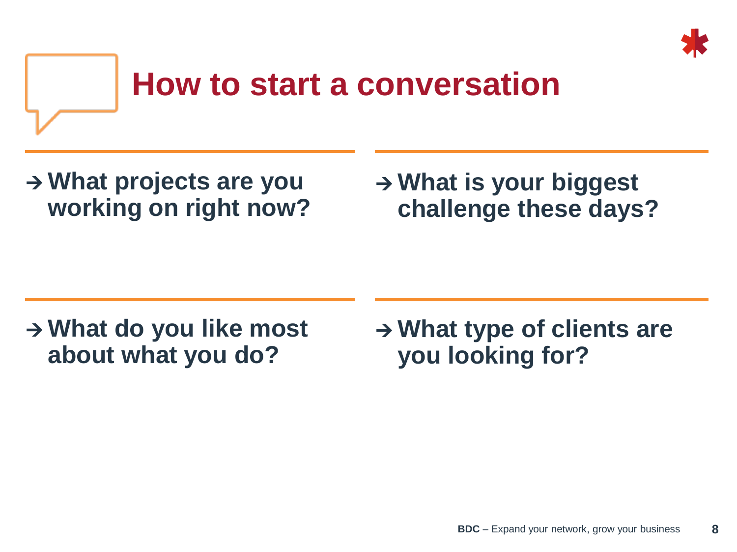# How to start a conversation

- → **What projects are you working on right now?**
- → **What is your biggest challenge these days?**
- → **What do you like most about what you do?**
- → **What type of clients are you looking for?**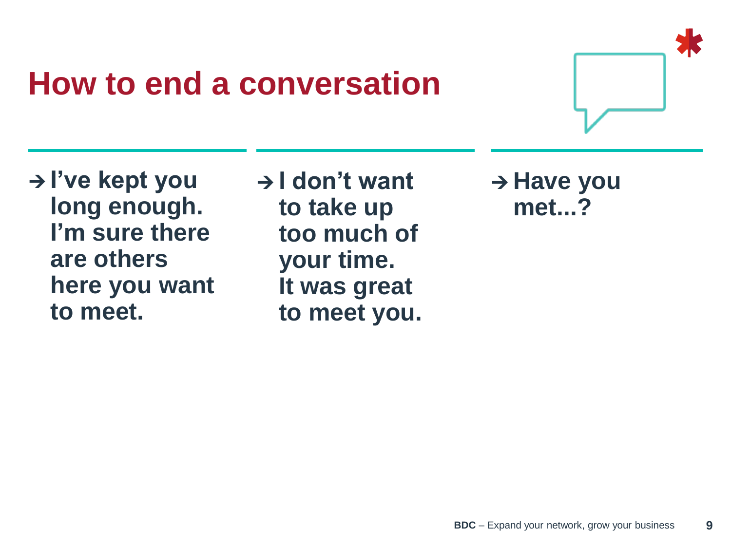# How to end a conversation

- → **I've kept you long enough. I'm sure there are others here you want to meet.**
- → **I don't want to take up too much of your time. It was great to meet you.**
- → **Have you met...?**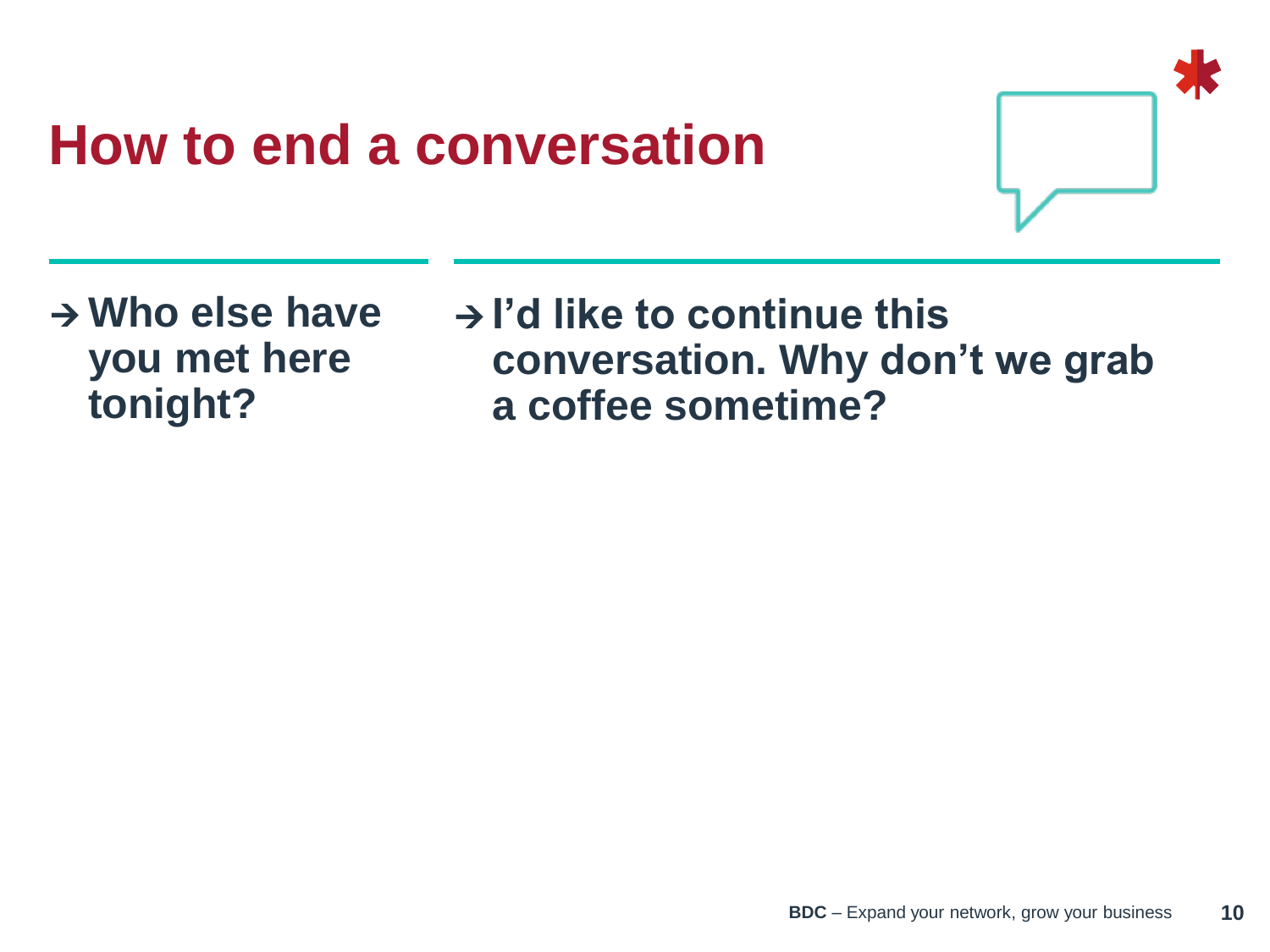# How to end a conversation

- → **Who else have you met here tonight?**

- → **I'd like to continue this conversation. Why don't we grab a coffee sometime?**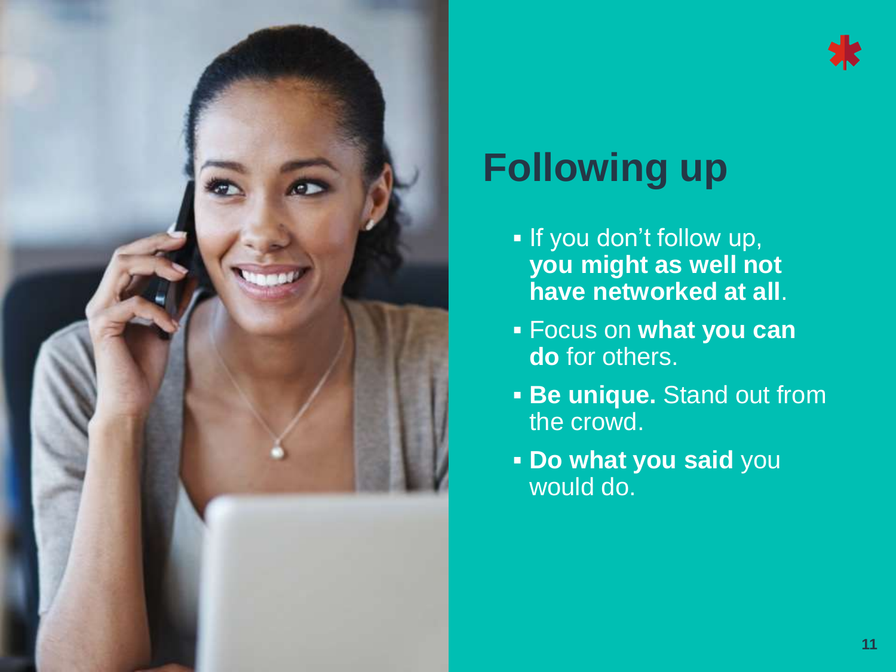# Following up

- If you don't follow up, **you might as well not have networked at all**.
- Focus on **what you can do** for others.
- **Be unique.** Stand out from the crowd.
- **Do what you said** you would do.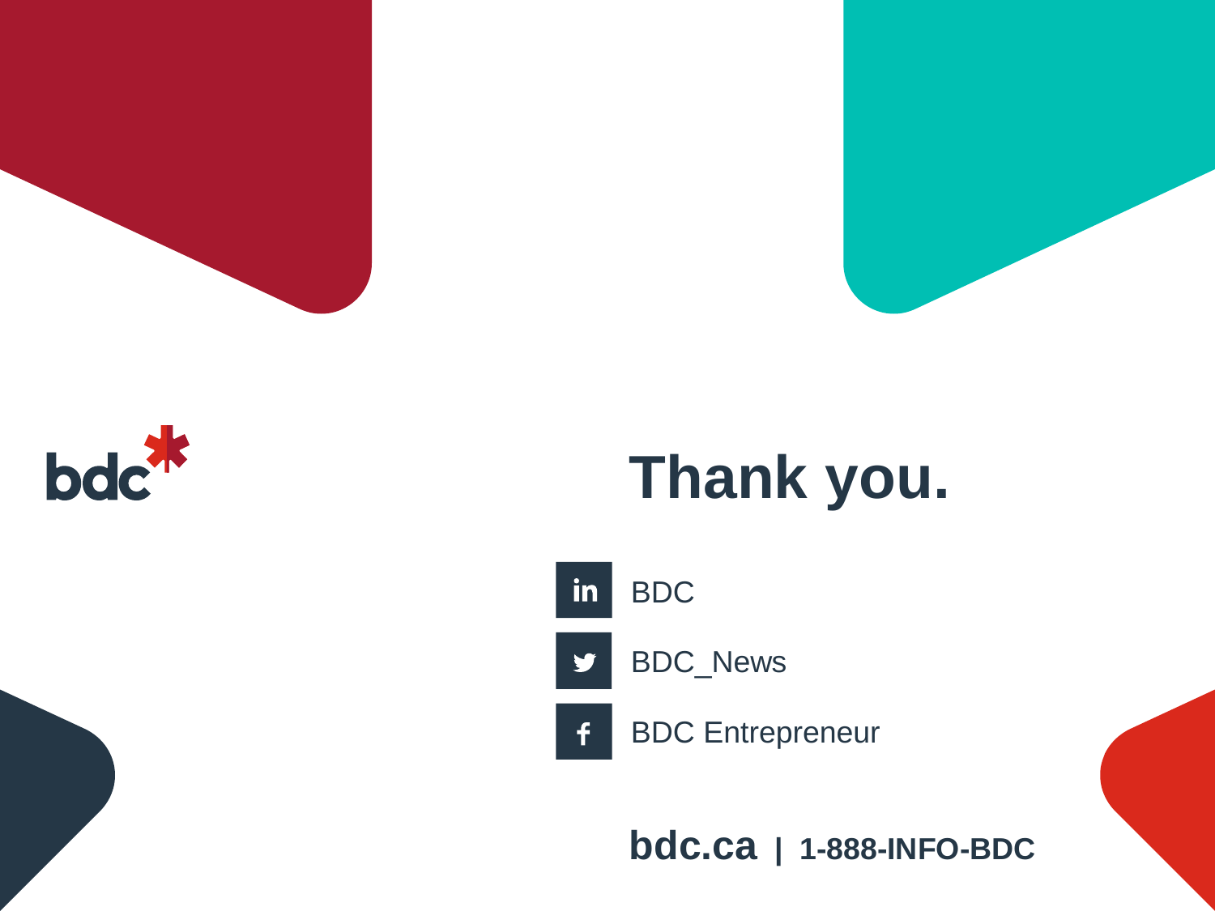bdc

# Thank you.

in BDC

BDC_News

f BDC Entrepreneur

**bdc.ca** | **1-888-INFO-BDC**